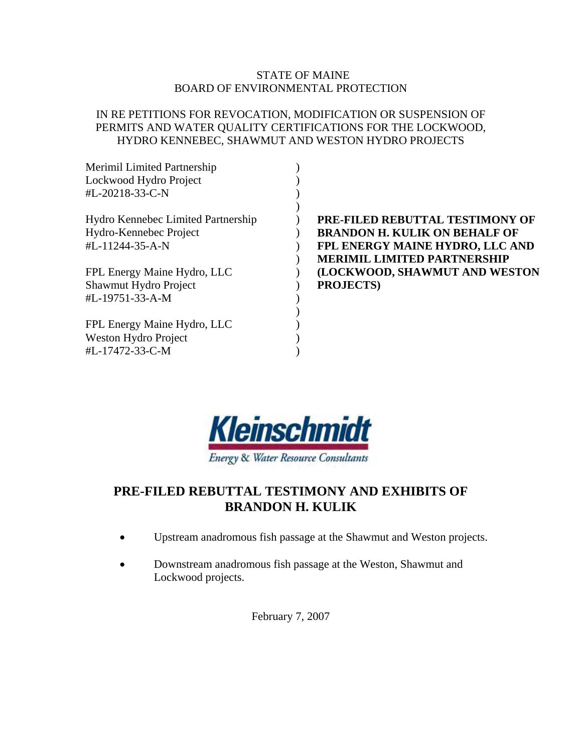STATE OF MAINE
BOARD OF ENVIRONMENTAL PROTECTION

IN RE PETITIONS FOR REVOCATION, MODIFICATION OR SUSPENSION OF PERMITS AND WATER QUALITY CERTIFICATIONS FOR THE LOCKWOOD, HYDRO KENNEBEC, SHAWMUT AND WESTON HYDRO PROJECTS

| | | |
|---|---|---|
| Merimil Limited Partnership<br>Lockwood Hydro Project<br>#L-20218-33-C-N | ) | |
| Hydro Kennebec Limited Partnership<br>Hydro-Kennebec Project<br>#L-11244-35-A-N | ) | **PRE-FILED REBUTTAL TESTIMONY OF BRANDON H. KULIK ON BEHALF OF FPL ENERGY MAINE HYDRO, LLC AND MERIMIL LIMITED PARTNERSHIP (LOCKWOOD, SHAWMUT AND WESTON PROJECTS)** |
| FPL Energy Maine Hydro, LLC<br>Shawmut Hydro Project<br>#L-19751-33-A-M | ) | |
| FPL Energy Maine Hydro, LLC<br>Weston Hydro Project<br>#L-17472-33-C-M | ) | |

**Kleinschmidt**
*Energy & Water Resource Consultants*

## PRE-FILED REBUTTAL TESTIMONY AND EXHIBITS OF BRANDON H. KULIK

- Upstream anadromous fish passage at the Shawmut and Weston projects.
- Downstream anadromous fish passage at the Weston, Shawmut and Lockwood projects.

February 7, 2007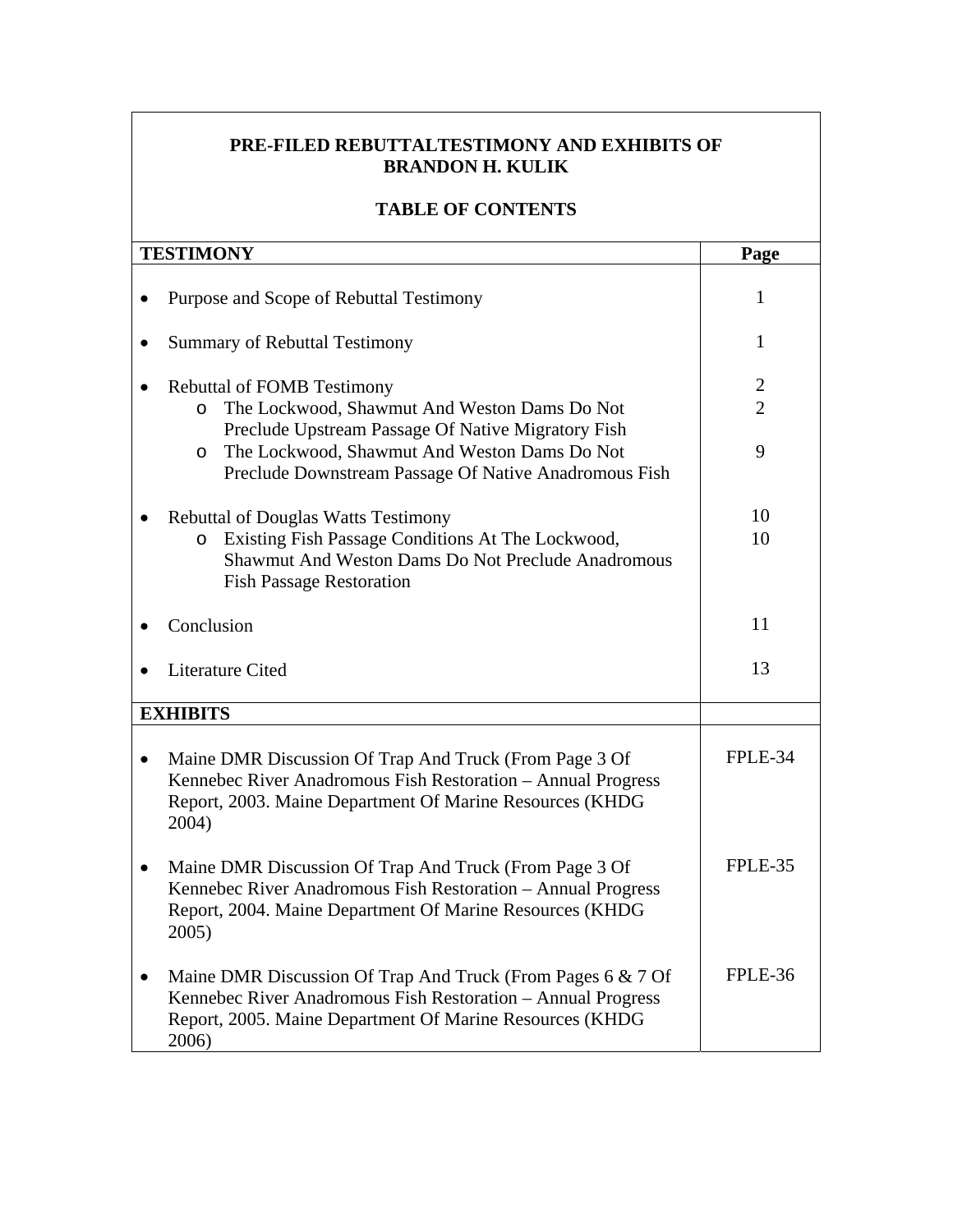# PRE-FILED REBUTTALTESTIMONY AND EXHIBITS OF BRANDON H. KULIK

## TABLE OF CONTENTS

| TESTIMONY | Page |
|---|---|
| • Purpose and Scope of Rebuttal Testimony | 1 |
| • Summary of Rebuttal Testimony | 1 |
| • Rebuttal of FOMB Testimony | 2 |
| o The Lockwood, Shawmut And Weston Dams Do Not Preclude Upstream Passage Of Native Migratory Fish | 2 |
| o The Lockwood, Shawmut And Weston Dams Do Not Preclude Downstream Passage Of Native Anadromous Fish | 9 |
| • Rebuttal of Douglas Watts Testimony | 10 |
| o Existing Fish Passage Conditions At The Lockwood, Shawmut And Weston Dams Do Not Preclude Anadromous Fish Passage Restoration | 10 |
| • Conclusion | 11 |
| • Literature Cited | 13 |
| **EXHIBITS** | |
| • Maine DMR Discussion Of Trap And Truck (From Page 3 Of Kennebec River Anadromous Fish Restoration – Annual Progress Report, 2003. Maine Department Of Marine Resources (KHDG 2004) | FPLE-34 |
| • Maine DMR Discussion Of Trap And Truck (From Page 3 Of Kennebec River Anadromous Fish Restoration – Annual Progress Report, 2004. Maine Department Of Marine Resources (KHDG 2005) | FPLE-35 |
| • Maine DMR Discussion Of Trap And Truck (From Pages 6 & 7 Of Kennebec River Anadromous Fish Restoration – Annual Progress Report, 2005. Maine Department Of Marine Resources (KHDG 2006) | FPLE-36 |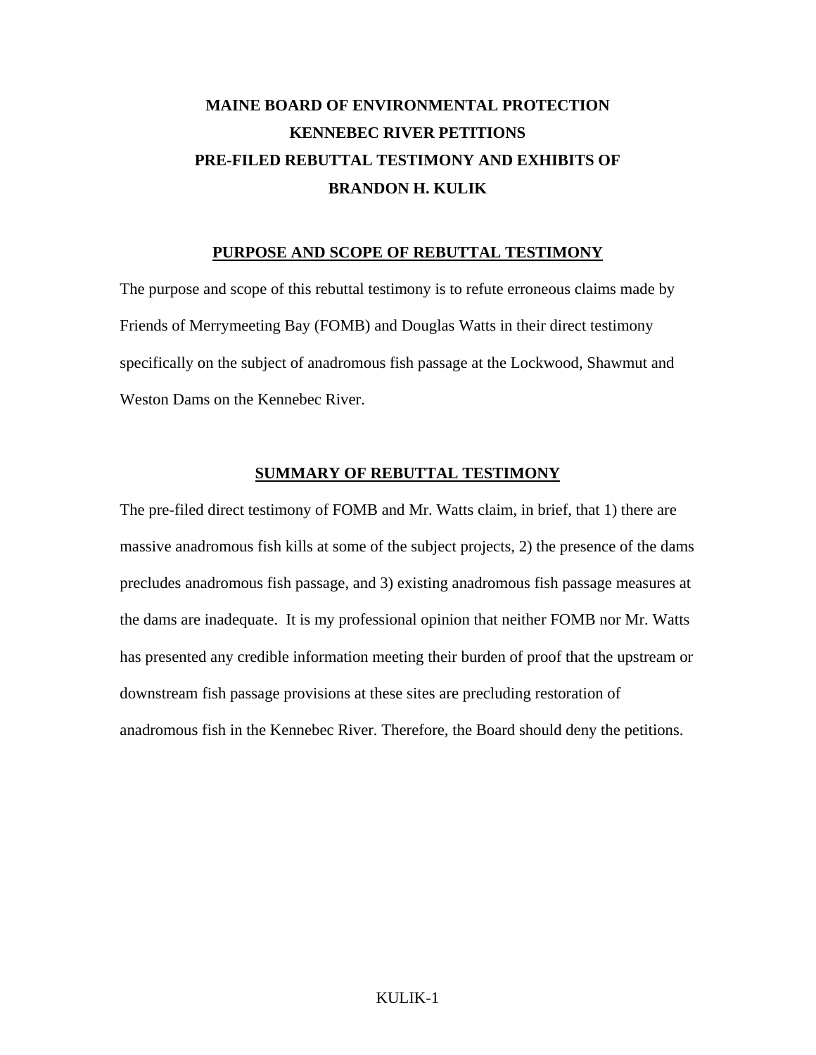# MAINE BOARD OF ENVIRONMENTAL PROTECTION
# KENNEBEC RIVER PETITIONS
# PRE-FILED REBUTTAL TESTIMONY AND EXHIBITS OF
# BRANDON H. KULIK

## PURPOSE AND SCOPE OF REBUTTAL TESTIMONY

The purpose and scope of this rebuttal testimony is to refute erroneous claims made by Friends of Merrymeeting Bay (FOMB) and Douglas Watts in their direct testimony specifically on the subject of anadromous fish passage at the Lockwood, Shawmut and Weston Dams on the Kennebec River.

## SUMMARY OF REBUTTAL TESTIMONY

The pre-filed direct testimony of FOMB and Mr. Watts claim, in brief, that 1) there are massive anadromous fish kills at some of the subject projects, 2) the presence of the dams precludes anadromous fish passage, and 3) existing anadromous fish passage measures at the dams are inadequate. It is my professional opinion that neither FOMB nor Mr. Watts has presented any credible information meeting their burden of proof that the upstream or downstream fish passage provisions at these sites are precluding restoration of anadromous fish in the Kennebec River. Therefore, the Board should deny the petitions.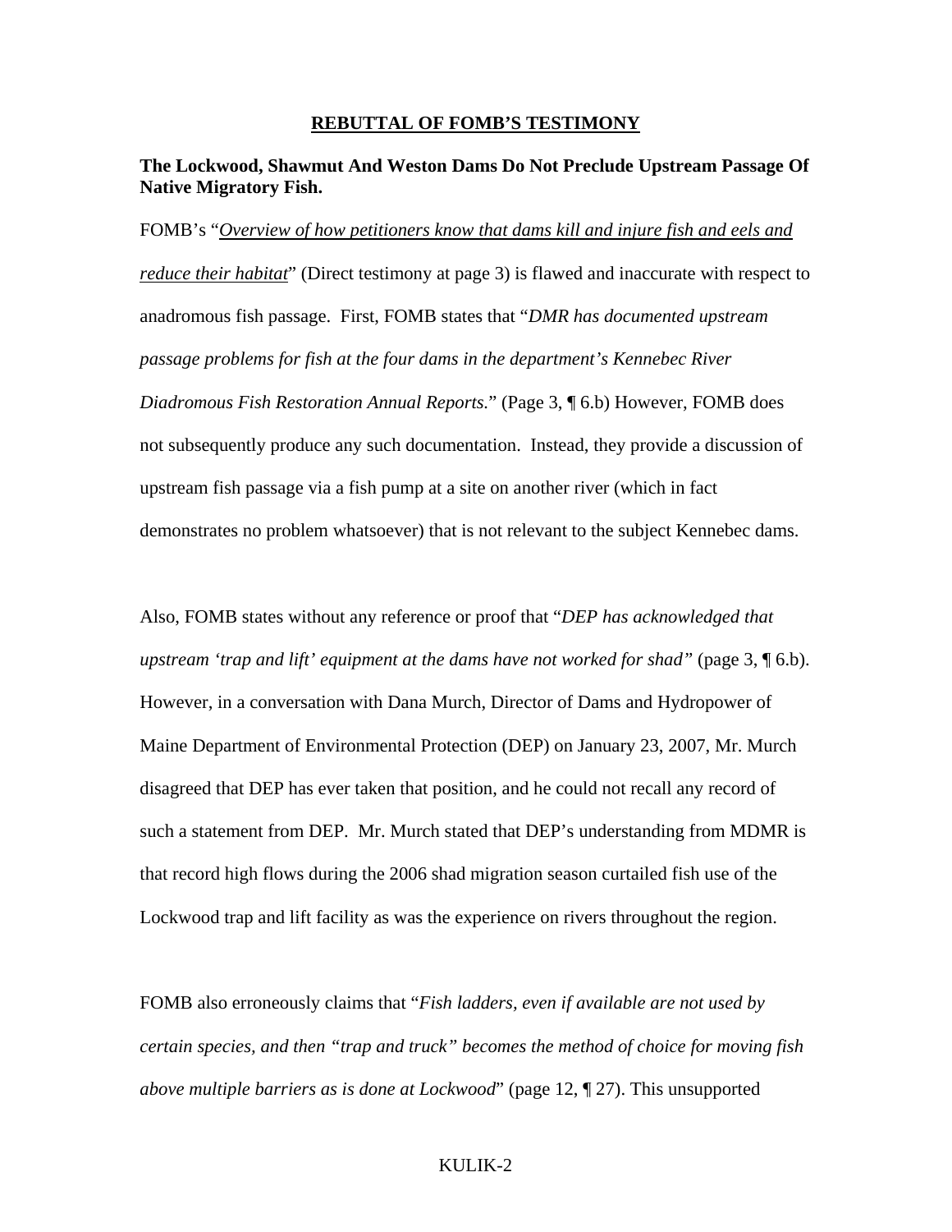## REBUTTAL OF FOMB'S TESTIMONY

**The Lockwood, Shawmut And Weston Dams Do Not Preclude Upstream Passage Of Native Migratory Fish.**

FOMB's "*Overview of how petitioners know that dams kill and injure fish and eels and reduce their habitat*" (Direct testimony at page 3) is flawed and inaccurate with respect to anadromous fish passage. First, FOMB states that "*DMR has documented upstream passage problems for fish at the four dams in the department's Kennebec River Diadromous Fish Restoration Annual Reports.*" (Page 3, ¶ 6.b) However, FOMB does not subsequently produce any such documentation. Instead, they provide a discussion of upstream fish passage via a fish pump at a site on another river (which in fact demonstrates no problem whatsoever) that is not relevant to the subject Kennebec dams.

Also, FOMB states without any reference or proof that "*DEP has acknowledged that upstream 'trap and lift' equipment at the dams have not worked for shad*" (page 3, ¶ 6.b). However, in a conversation with Dana Murch, Director of Dams and Hydropower of Maine Department of Environmental Protection (DEP) on January 23, 2007, Mr. Murch disagreed that DEP has ever taken that position, and he could not recall any record of such a statement from DEP. Mr. Murch stated that DEP's understanding from MDMR is that record high flows during the 2006 shad migration season curtailed fish use of the Lockwood trap and lift facility as was the experience on rivers throughout the region.

FOMB also erroneously claims that "*Fish ladders, even if available are not used by certain species, and then "trap and truck" becomes the method of choice for moving fish above multiple barriers as is done at Lockwood*" (page 12, ¶ 27). This unsupported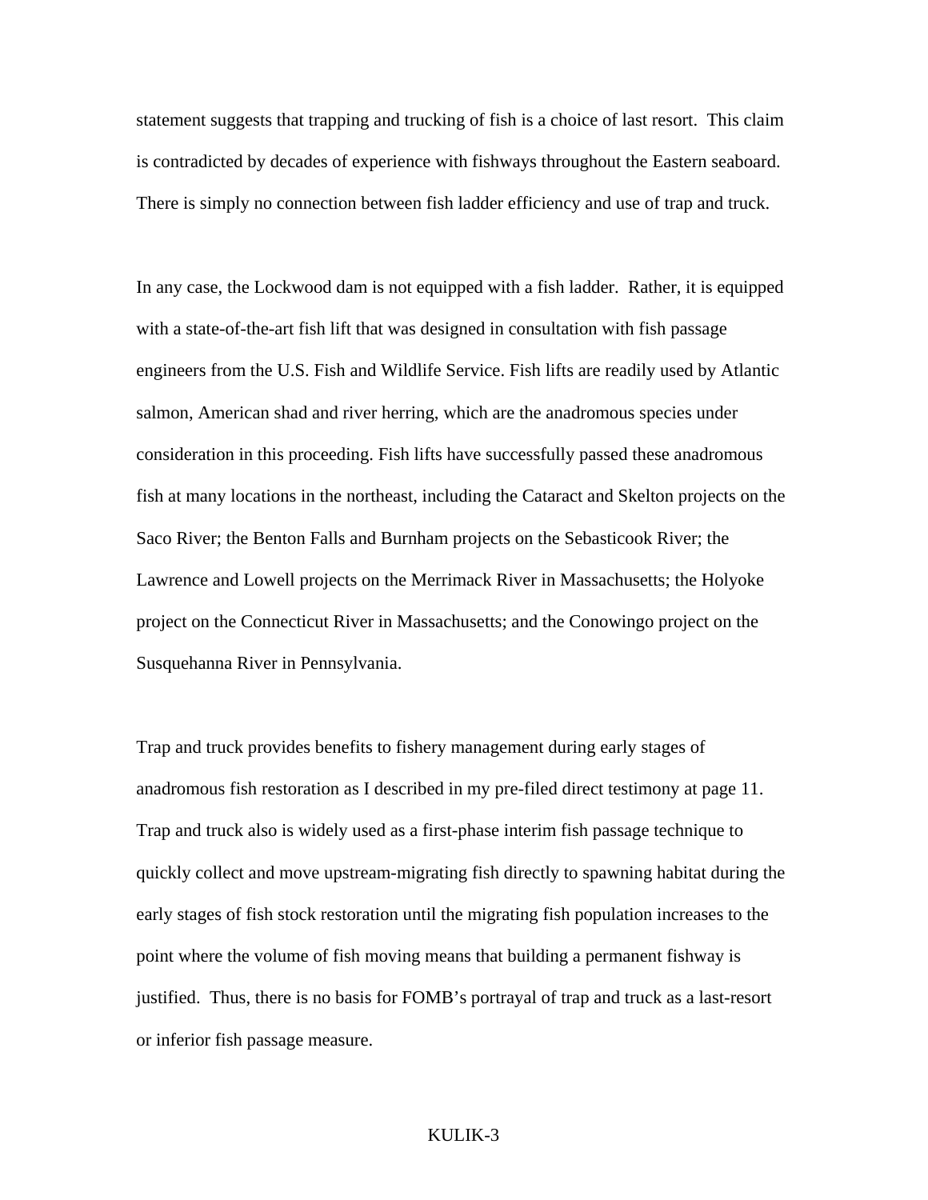statement suggests that trapping and trucking of fish is a choice of last resort. This claim is contradicted by decades of experience with fishways throughout the Eastern seaboard. There is simply no connection between fish ladder efficiency and use of trap and truck.

In any case, the Lockwood dam is not equipped with a fish ladder. Rather, it is equipped with a state-of-the-art fish lift that was designed in consultation with fish passage engineers from the U.S. Fish and Wildlife Service. Fish lifts are readily used by Atlantic salmon, American shad and river herring, which are the anadromous species under consideration in this proceeding. Fish lifts have successfully passed these anadromous fish at many locations in the northeast, including the Cataract and Skelton projects on the Saco River; the Benton Falls and Burnham projects on the Sebasticook River; the Lawrence and Lowell projects on the Merrimack River in Massachusetts; the Holyoke project on the Connecticut River in Massachusetts; and the Conowingo project on the Susquehanna River in Pennsylvania.

Trap and truck provides benefits to fishery management during early stages of anadromous fish restoration as I described in my pre-filed direct testimony at page 11. Trap and truck also is widely used as a first-phase interim fish passage technique to quickly collect and move upstream-migrating fish directly to spawning habitat during the early stages of fish stock restoration until the migrating fish population increases to the point where the volume of fish moving means that building a permanent fishway is justified. Thus, there is no basis for FOMB's portrayal of trap and truck as a last-resort or inferior fish passage measure.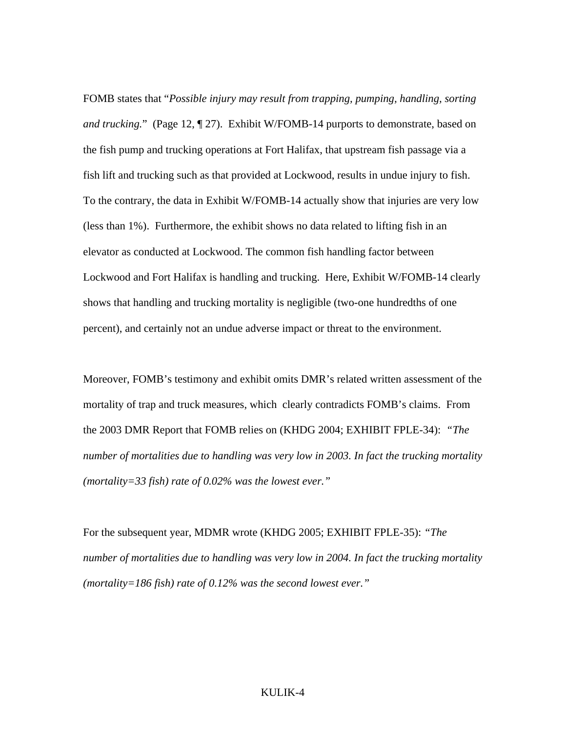FOMB states that "*Possible injury may result from trapping, pumping, handling, sorting and trucking.*" (Page 12, ¶ 27). Exhibit W/FOMB-14 purports to demonstrate, based on the fish pump and trucking operations at Fort Halifax, that upstream fish passage via a fish lift and trucking such as that provided at Lockwood, results in undue injury to fish. To the contrary, the data in Exhibit W/FOMB-14 actually show that injuries are very low (less than 1%). Furthermore, the exhibit shows no data related to lifting fish in an elevator as conducted at Lockwood. The common fish handling factor between Lockwood and Fort Halifax is handling and trucking. Here, Exhibit W/FOMB-14 clearly shows that handling and trucking mortality is negligible (two-one hundredths of one percent), and certainly not an undue adverse impact or threat to the environment.

Moreover, FOMB's testimony and exhibit omits DMR's related written assessment of the mortality of trap and truck measures, which clearly contradicts FOMB's claims. From the 2003 DMR Report that FOMB relies on (KHDG 2004; EXHIBIT FPLE-34): *"The number of mortalities due to handling was very low in 2003. In fact the trucking mortality (mortality=33 fish) rate of 0.02% was the lowest ever."*

For the subsequent year, MDMR wrote (KHDG 2005; EXHIBIT FPLE-35): *"The number of mortalities due to handling was very low in 2004. In fact the trucking mortality (mortality=186 fish) rate of 0.12% was the second lowest ever."*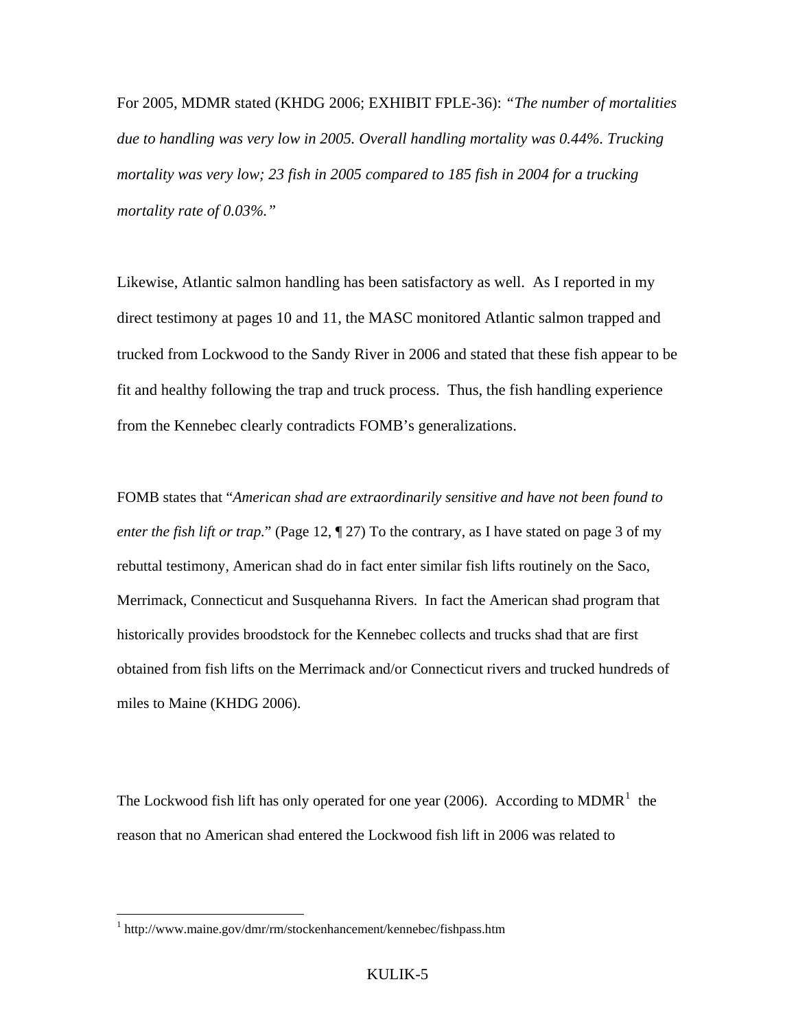For 2005, MDMR stated (KHDG 2006; EXHIBIT FPLE-36): *"The number of mortalities due to handling was very low in 2005. Overall handling mortality was 0.44%. Trucking mortality was very low; 23 fish in 2005 compared to 185 fish in 2004 for a trucking mortality rate of 0.03%."*

Likewise, Atlantic salmon handling has been satisfactory as well. As I reported in my direct testimony at pages 10 and 11, the MASC monitored Atlantic salmon trapped and trucked from Lockwood to the Sandy River in 2006 and stated that these fish appear to be fit and healthy following the trap and truck process. Thus, the fish handling experience from the Kennebec clearly contradicts FOMB's generalizations.

FOMB states that "*American shad are extraordinarily sensitive and have not been found to enter the fish lift or trap.*" (Page 12, ¶ 27) To the contrary, as I have stated on page 3 of my rebuttal testimony, American shad do in fact enter similar fish lifts routinely on the Saco, Merrimack, Connecticut and Susquehanna Rivers. In fact the American shad program that historically provides broodstock for the Kennebec collects and trucks shad that are first obtained from fish lifts on the Merrimack and/or Connecticut rivers and trucked hundreds of miles to Maine (KHDG 2006).

The Lockwood fish lift has only operated for one year (2006). According to MDMR[1] the reason that no American shad entered the Lockwood fish lift in 2006 was related to

[1] http://www.maine.gov/dmr/rm/stockenhancement/kennebec/fishpass.htm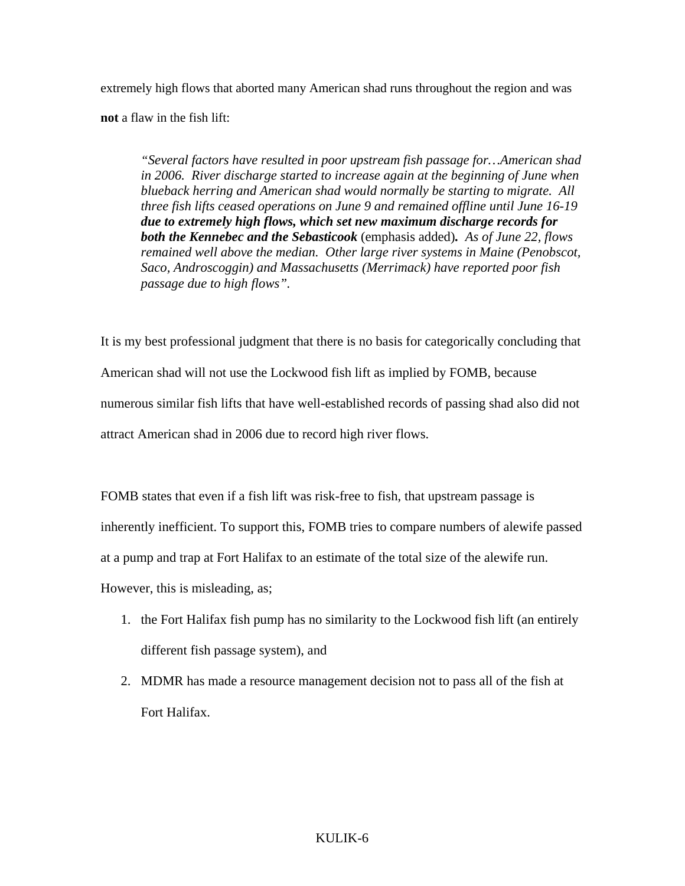extremely high flows that aborted many American shad runs throughout the region and was **not** a flaw in the fish lift:

> *"Several factors have resulted in poor upstream fish passage for…American shad in 2006. River discharge started to increase again at the beginning of June when blueback herring and American shad would normally be starting to migrate. All three fish lifts ceased operations on June 9 and remained offline until June 16-19* ***due to extremely high flows, which set new maximum discharge records for both the Kennebec and the Sebasticook*** (emphasis added)***.*** *As of June 22, flows remained well above the median. Other large river systems in Maine (Penobscot, Saco, Androscoggin) and Massachusetts (Merrimack) have reported poor fish passage due to high flows".*

It is my best professional judgment that there is no basis for categorically concluding that American shad will not use the Lockwood fish lift as implied by FOMB, because numerous similar fish lifts that have well-established records of passing shad also did not attract American shad in 2006 due to record high river flows.

FOMB states that even if a fish lift was risk-free to fish, that upstream passage is inherently inefficient. To support this, FOMB tries to compare numbers of alewife passed at a pump and trap at Fort Halifax to an estimate of the total size of the alewife run. However, this is misleading, as;

1. the Fort Halifax fish pump has no similarity to the Lockwood fish lift (an entirely different fish passage system), and
2. MDMR has made a resource management decision not to pass all of the fish at Fort Halifax.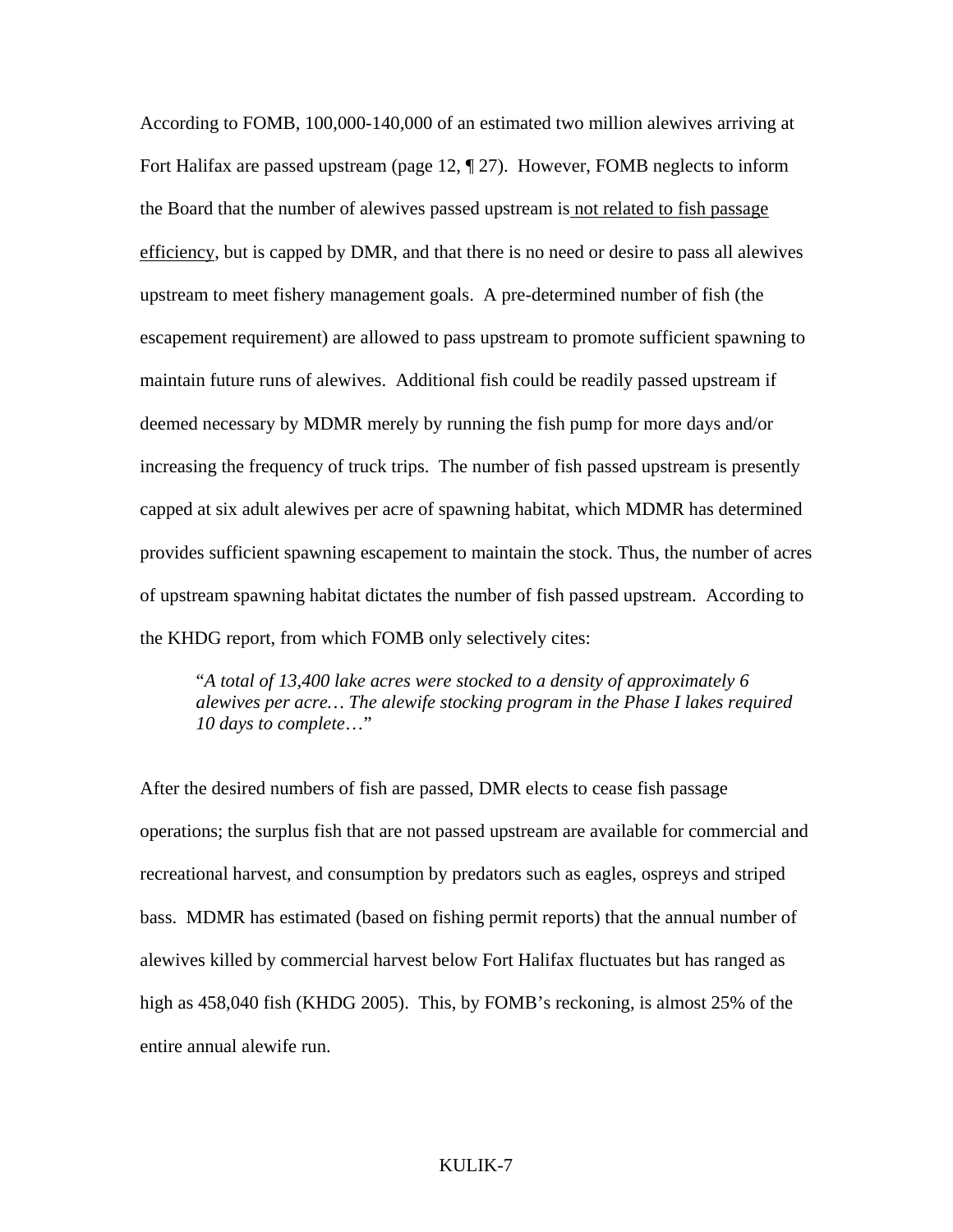According to FOMB, 100,000-140,000 of an estimated two million alewives arriving at Fort Halifax are passed upstream (page 12, ¶ 27). However, FOMB neglects to inform the Board that the number of alewives passed upstream is <u>not related to fish passage efficiency</u>, but is capped by DMR, and that there is no need or desire to pass all alewives upstream to meet fishery management goals. A pre-determined number of fish (the escapement requirement) are allowed to pass upstream to promote sufficient spawning to maintain future runs of alewives. Additional fish could be readily passed upstream if deemed necessary by MDMR merely by running the fish pump for more days and/or increasing the frequency of truck trips. The number of fish passed upstream is presently capped at six adult alewives per acre of spawning habitat, which MDMR has determined provides sufficient spawning escapement to maintain the stock. Thus, the number of acres of upstream spawning habitat dictates the number of fish passed upstream. According to the KHDG report, from which FOMB only selectively cites:

> "*A total of 13,400 lake acres were stocked to a density of approximately 6 alewives per acre… The alewife stocking program in the Phase I lakes required 10 days to complete…*"

After the desired numbers of fish are passed, DMR elects to cease fish passage operations; the surplus fish that are not passed upstream are available for commercial and recreational harvest, and consumption by predators such as eagles, ospreys and striped bass. MDMR has estimated (based on fishing permit reports) that the annual number of alewives killed by commercial harvest below Fort Halifax fluctuates but has ranged as high as 458,040 fish (KHDG 2005). This, by FOMB's reckoning, is almost 25% of the entire annual alewife run.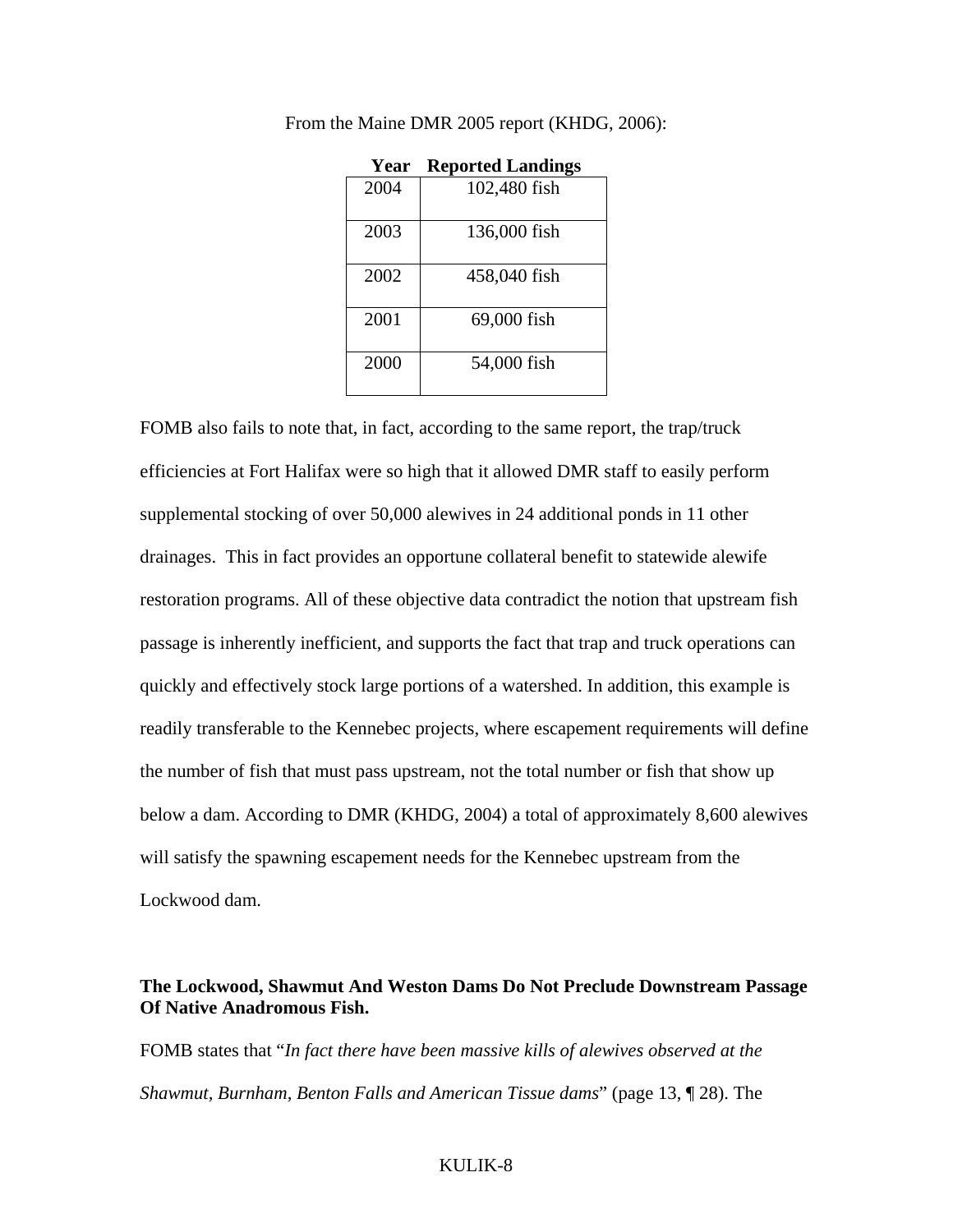From the Maine DMR 2005 report (KHDG, 2006):

| Year | Reported Landings |
|---|---|
| 2004 | 102,480 fish |
| 2003 | 136,000 fish |
| 2002 | 458,040 fish |
| 2001 | 69,000 fish |
| 2000 | 54,000 fish |

FOMB also fails to note that, in fact, according to the same report, the trap/truck efficiencies at Fort Halifax were so high that it allowed DMR staff to easily perform supplemental stocking of over 50,000 alewives in 24 additional ponds in 11 other drainages. This in fact provides an opportune collateral benefit to statewide alewife restoration programs. All of these objective data contradict the notion that upstream fish passage is inherently inefficient, and supports the fact that trap and truck operations can quickly and effectively stock large portions of a watershed. In addition, this example is readily transferable to the Kennebec projects, where escapement requirements will define the number of fish that must pass upstream, not the total number or fish that show up below a dam. According to DMR (KHDG, 2004) a total of approximately 8,600 alewives will satisfy the spawning escapement needs for the Kennebec upstream from the Lockwood dam.

**The Lockwood, Shawmut And Weston Dams Do Not Preclude Downstream Passage Of Native Anadromous Fish.**

FOMB states that "*In fact there have been massive kills of alewives observed at the Shawmut, Burnham, Benton Falls and American Tissue dams*" (page 13, ¶ 28). The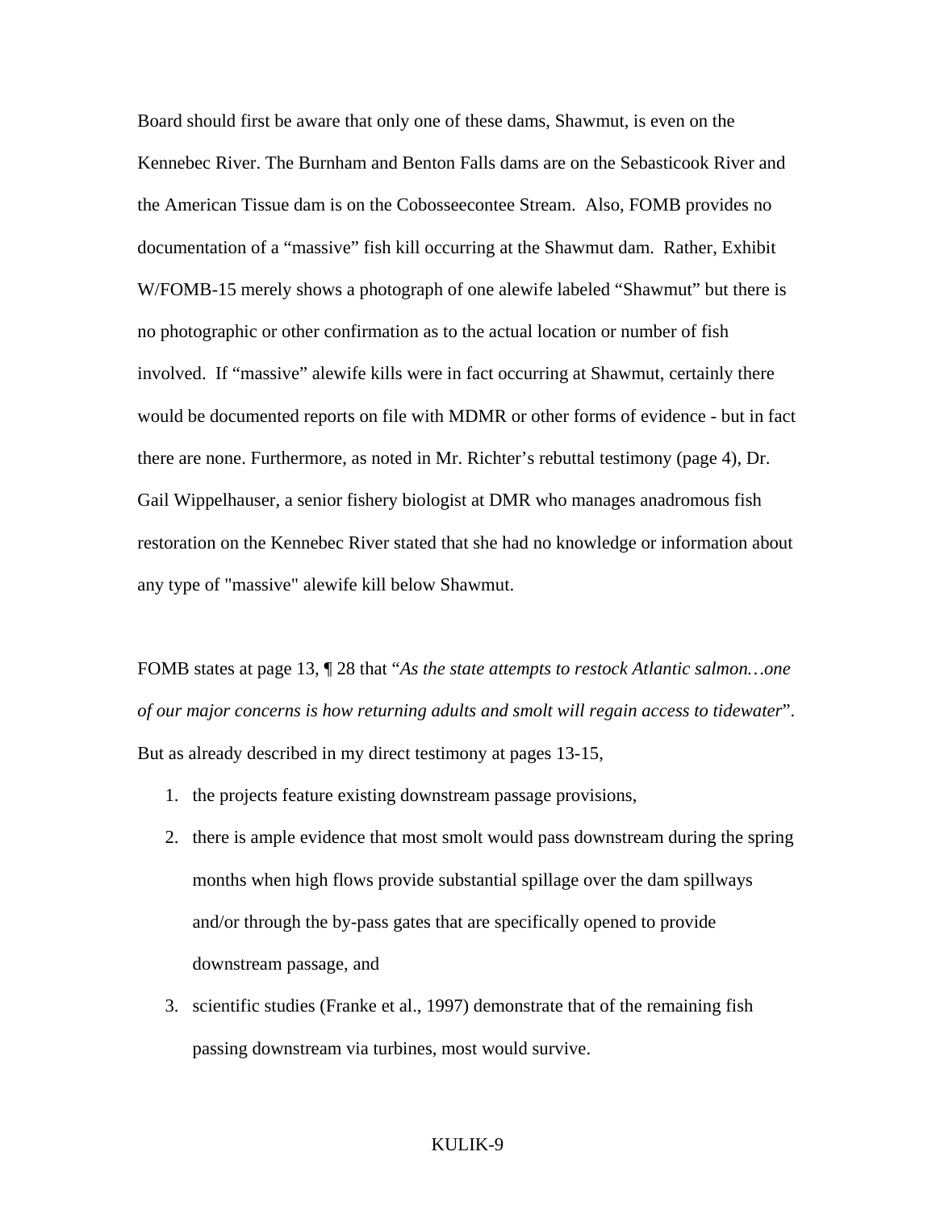Board should first be aware that only one of these dams, Shawmut, is even on the Kennebec River. The Burnham and Benton Falls dams are on the Sebasticook River and the American Tissue dam is on the Cobosseecontee Stream. Also, FOMB provides no documentation of a "massive" fish kill occurring at the Shawmut dam. Rather, Exhibit W/FOMB-15 merely shows a photograph of one alewife labeled "Shawmut" but there is no photographic or other confirmation as to the actual location or number of fish involved. If "massive" alewife kills were in fact occurring at Shawmut, certainly there would be documented reports on file with MDMR or other forms of evidence - but in fact there are none. Furthermore, as noted in Mr. Richter's rebuttal testimony (page 4), Dr. Gail Wippelhauser, a senior fishery biologist at DMR who manages anadromous fish restoration on the Kennebec River stated that she had no knowledge or information about any type of "massive" alewife kill below Shawmut.

FOMB states at page 13, ¶ 28 that "*As the state attempts to restock Atlantic salmon…one of our major concerns is how returning adults and smolt will regain access to tidewater*". But as already described in my direct testimony at pages 13-15,

1. the projects feature existing downstream passage provisions,
2. there is ample evidence that most smolt would pass downstream during the spring months when high flows provide substantial spillage over the dam spillways and/or through the by-pass gates that are specifically opened to provide downstream passage, and
3. scientific studies (Franke et al., 1997) demonstrate that of the remaining fish passing downstream via turbines, most would survive.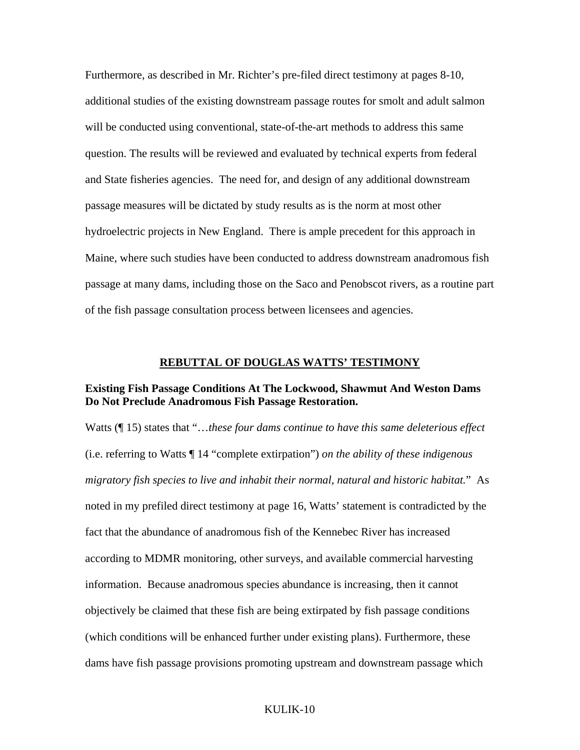Furthermore, as described in Mr. Richter's pre-filed direct testimony at pages 8-10, additional studies of the existing downstream passage routes for smolt and adult salmon will be conducted using conventional, state-of-the-art methods to address this same question. The results will be reviewed and evaluated by technical experts from federal and State fisheries agencies. The need for, and design of any additional downstream passage measures will be dictated by study results as is the norm at most other hydroelectric projects in New England. There is ample precedent for this approach in Maine, where such studies have been conducted to address downstream anadromous fish passage at many dams, including those on the Saco and Penobscot rivers, as a routine part of the fish passage consultation process between licensees and agencies.

## REBUTTAL OF DOUGLAS WATTS' TESTIMONY

### Existing Fish Passage Conditions At The Lockwood, Shawmut And Weston Dams Do Not Preclude Anadromous Fish Passage Restoration.

Watts (¶ 15) states that "…*these four dams continue to have this same deleterious effect* (i.e. referring to Watts ¶ 14 "complete extirpation") *on the ability of these indigenous migratory fish species to live and inhabit their normal, natural and historic habitat.*" As noted in my prefiled direct testimony at page 16, Watts' statement is contradicted by the fact that the abundance of anadromous fish of the Kennebec River has increased according to MDMR monitoring, other surveys, and available commercial harvesting information. Because anadromous species abundance is increasing, then it cannot objectively be claimed that these fish are being extirpated by fish passage conditions (which conditions will be enhanced further under existing plans). Furthermore, these dams have fish passage provisions promoting upstream and downstream passage which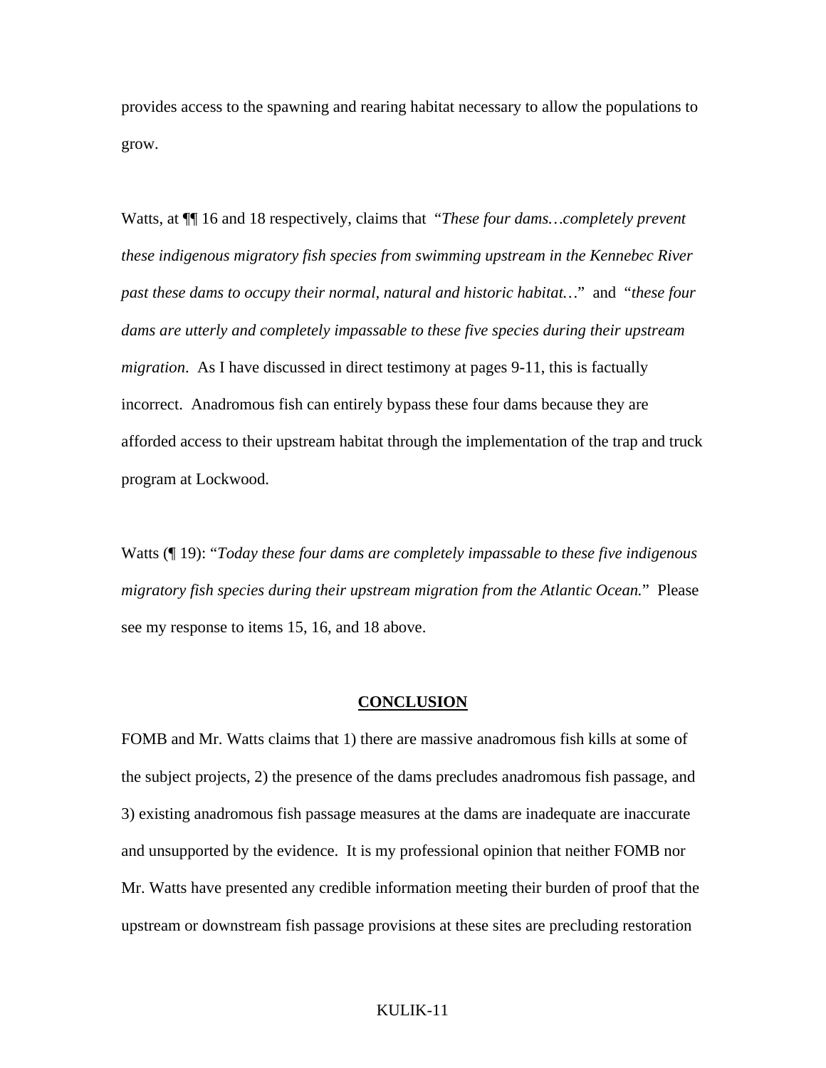provides access to the spawning and rearing habitat necessary to allow the populations to grow.

Watts, at ¶¶ 16 and 18 respectively, claims that "*These four dams…completely prevent these indigenous migratory fish species from swimming upstream in the Kennebec River past these dams to occupy their normal, natural and historic habitat…*" and "*these four dams are utterly and completely impassable to these five species during their upstream migration*. As I have discussed in direct testimony at pages 9-11, this is factually incorrect. Anadromous fish can entirely bypass these four dams because they are afforded access to their upstream habitat through the implementation of the trap and truck program at Lockwood.

Watts (¶ 19): "*Today these four dams are completely impassable to these five indigenous migratory fish species during their upstream migration from the Atlantic Ocean.*" Please see my response to items 15, 16, and 18 above.

## CONCLUSION

FOMB and Mr. Watts claims that 1) there are massive anadromous fish kills at some of the subject projects, 2) the presence of the dams precludes anadromous fish passage, and 3) existing anadromous fish passage measures at the dams are inadequate are inaccurate and unsupported by the evidence. It is my professional opinion that neither FOMB nor Mr. Watts have presented any credible information meeting their burden of proof that the upstream or downstream fish passage provisions at these sites are precluding restoration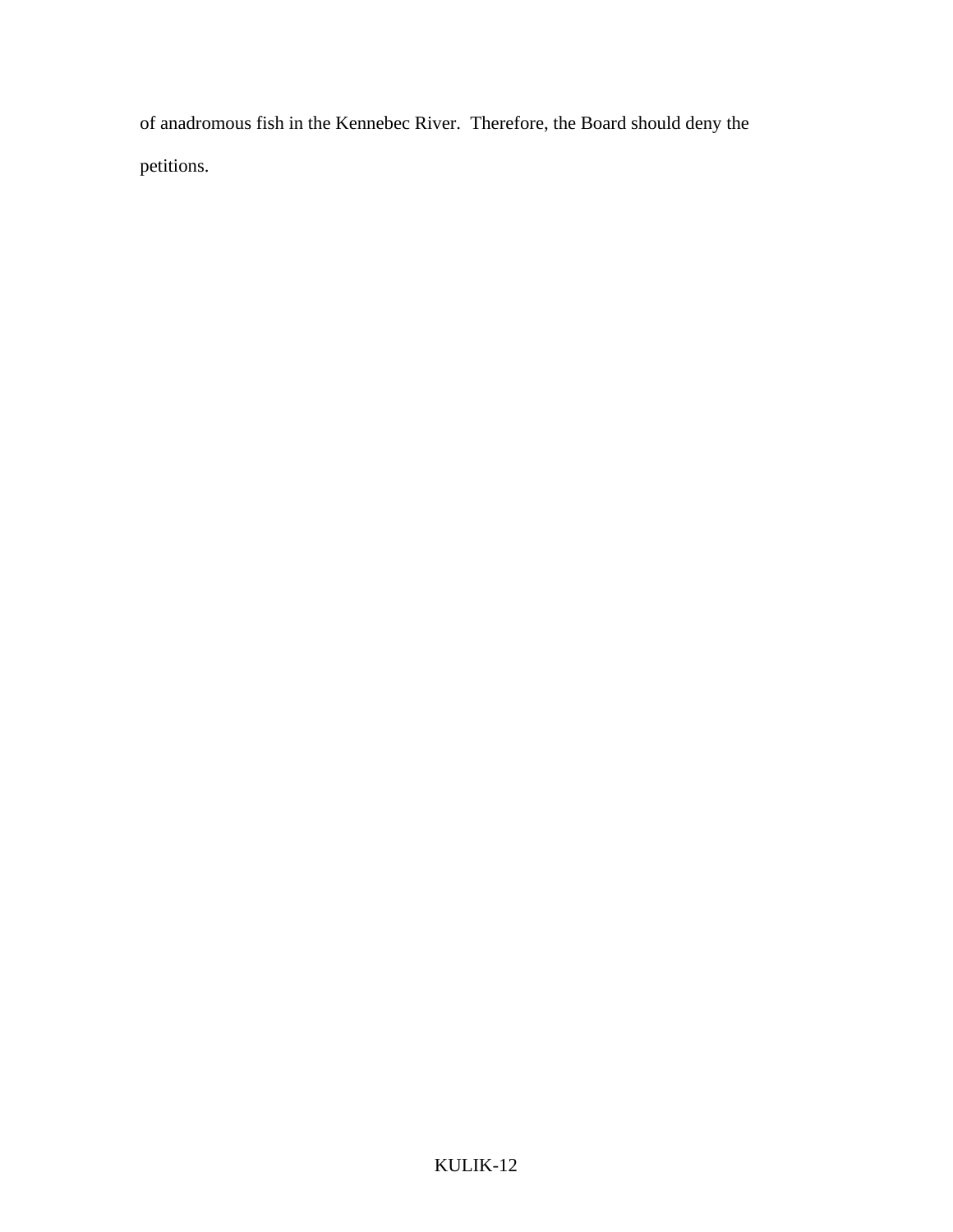of anadromous fish in the Kennebec River. Therefore, the Board should deny the petitions.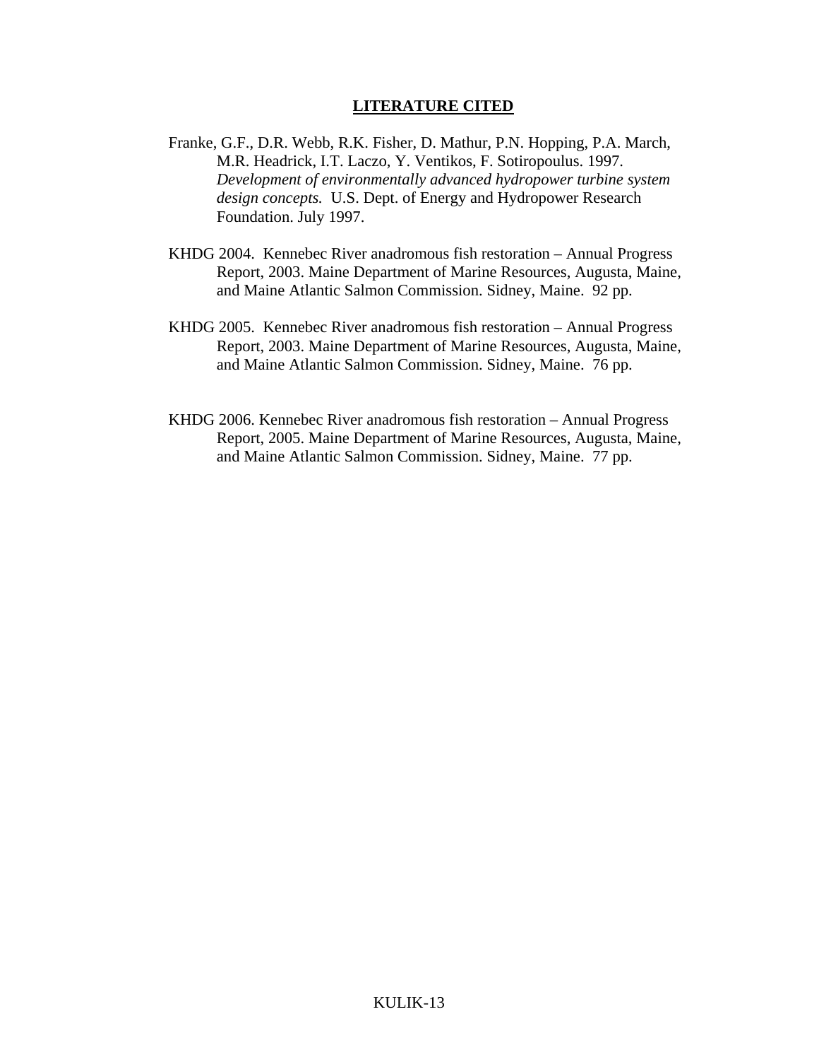## LITERATURE CITED

Franke, G.F., D.R. Webb, R.K. Fisher, D. Mathur, P.N. Hopping, P.A. March, M.R. Headrick, I.T. Laczo, Y. Ventikos, F. Sotiropoulus. 1997. *Development of environmentally advanced hydropower turbine system design concepts.* U.S. Dept. of Energy and Hydropower Research Foundation. July 1997.

KHDG 2004. Kennebec River anadromous fish restoration – Annual Progress Report, 2003. Maine Department of Marine Resources, Augusta, Maine, and Maine Atlantic Salmon Commission. Sidney, Maine. 92 pp.

KHDG 2005. Kennebec River anadromous fish restoration – Annual Progress Report, 2003. Maine Department of Marine Resources, Augusta, Maine, and Maine Atlantic Salmon Commission. Sidney, Maine. 76 pp.

KHDG 2006. Kennebec River anadromous fish restoration – Annual Progress Report, 2005. Maine Department of Marine Resources, Augusta, Maine, and Maine Atlantic Salmon Commission. Sidney, Maine. 77 pp.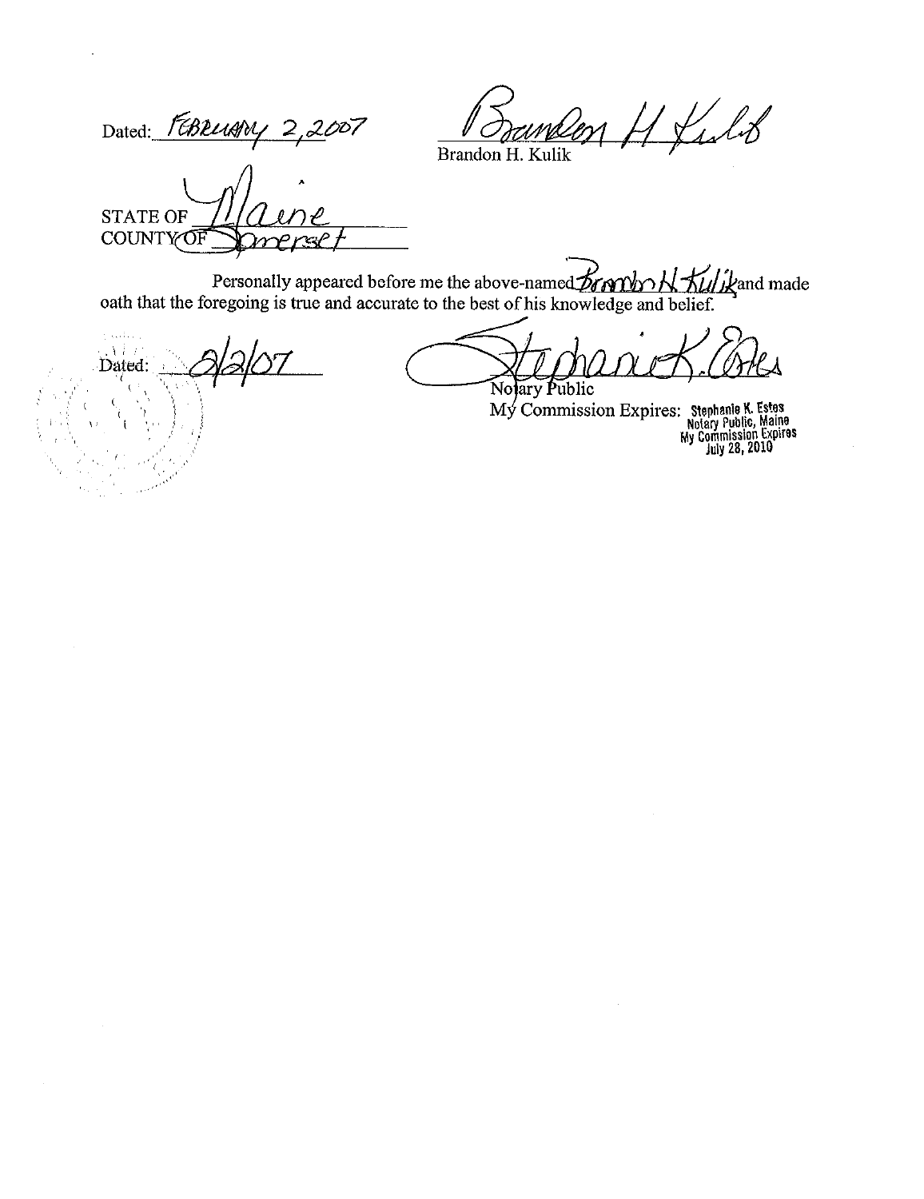Dated: FEBRUARY 2, 2007

Brandon H. Kulik

STATE OF Maine
COUNTY OF Somerset

Personally appeared before me the above-named Brandon H. Kulik and made oath that the foregoing is true and accurate to the best of his knowledge and belief.

Dated: 2/2/07

Notary Public
My Commission Expires: Stephanie K. Estes Notary Public, Maine My Commission Expires July 28, 2010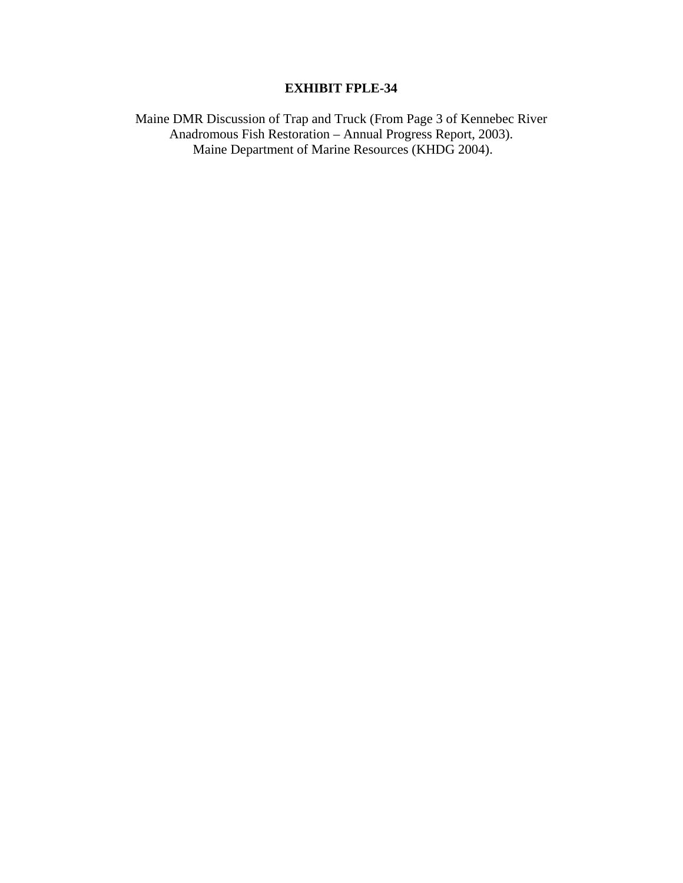# EXHIBIT FPLE-34

Maine DMR Discussion of Trap and Truck (From Page 3 of Kennebec River Anadromous Fish Restoration – Annual Progress Report, 2003). Maine Department of Marine Resources (KHDG 2004).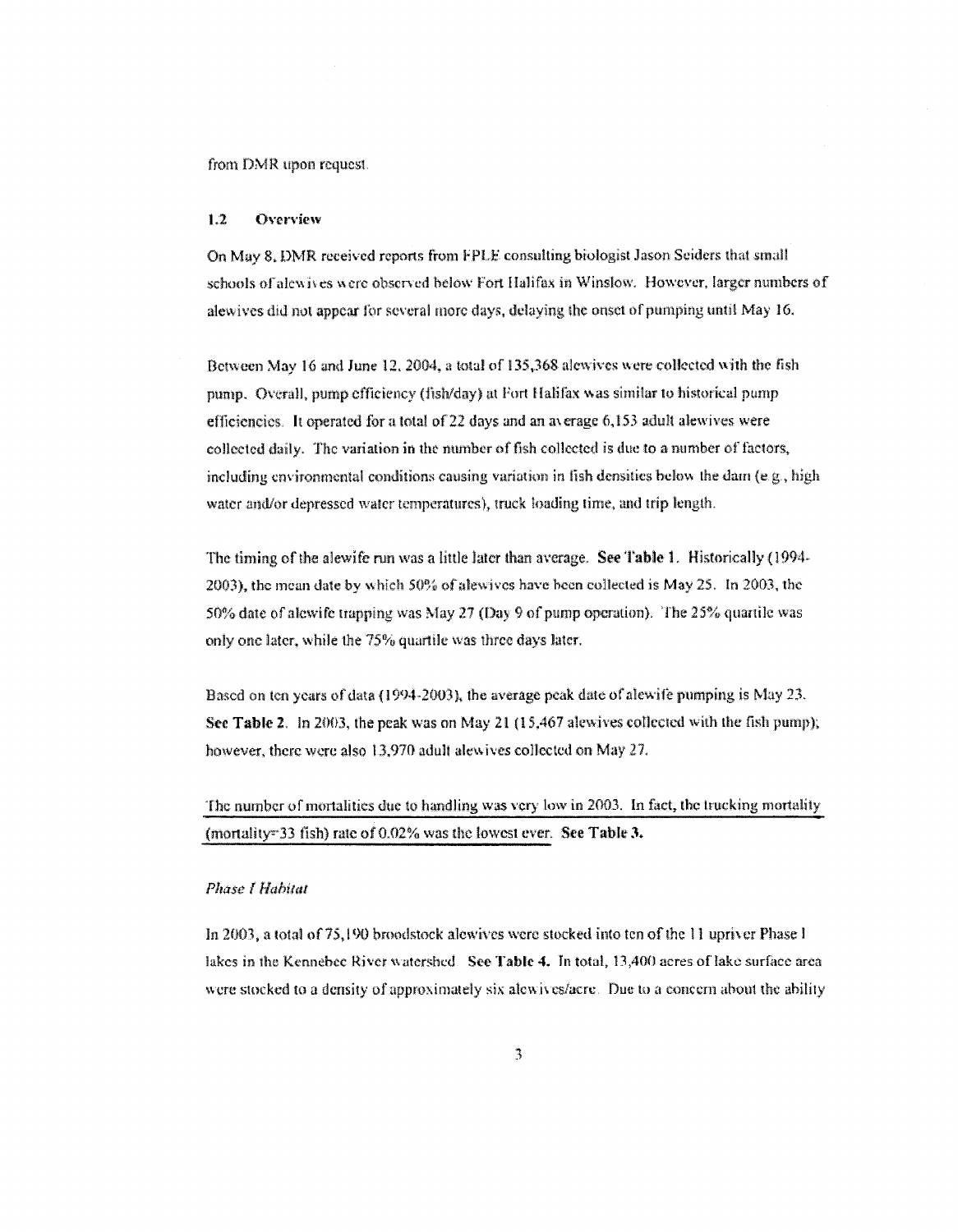from DMR upon request.

### 1.2 Overview

On May 8, DMR received reports from FPLE consulting biologist Jason Seiders that small schools of alewives were observed below Fort Halifax in Winslow. However, larger numbers of alewives did not appear for several more days, delaying the onset of pumping until May 16.

Between May 16 and June 12, 2004, a total of 135,368 alewives were collected with the fish pump. Overall, pump efficiency (fish/day) at Fort Halifax was similar to historical pump efficiencies. It operated for a total of 22 days and an average 6,153 adult alewives were collected daily. The variation in the number of fish collected is due to a number of factors, including environmental conditions causing variation in fish densities below the dam (e.g., high water and/or depressed water temperatures), truck loading time, and trip length.

The timing of the alewife run was a little later than average. **See Table 1.** Historically (1994-2003), the mean date by which 50% of alewives have been collected is May 25. In 2003, the 50% date of alewife trapping was May 27 (Day 9 of pump operation). The 25% quartile was only one later, while the 75% quartile was three days later.

Based on ten years of data (1994-2003), the average peak date of alewife pumping is May 23. **See Table 2.** In 2003, the peak was on May 21 (15,467 alewives collected with the fish pump); however, there were also 13,970 adult alewives collected on May 27.

The number of mortalities due to handling was very low in 2003. In fact, the trucking mortality (mortality=33 fish) rate of 0.02% was the lowest ever. **See Table 3.**

*Phase I Habitat*

In 2003, a total of 75,190 broodstock alewives were stocked into ten of the 11 upriver Phase I lakes in the Kennebec River watershed. **See Table 4.** In total, 13,400 acres of lake surface area were stocked to a density of approximately six alewives/acre. Due to a concern about the ability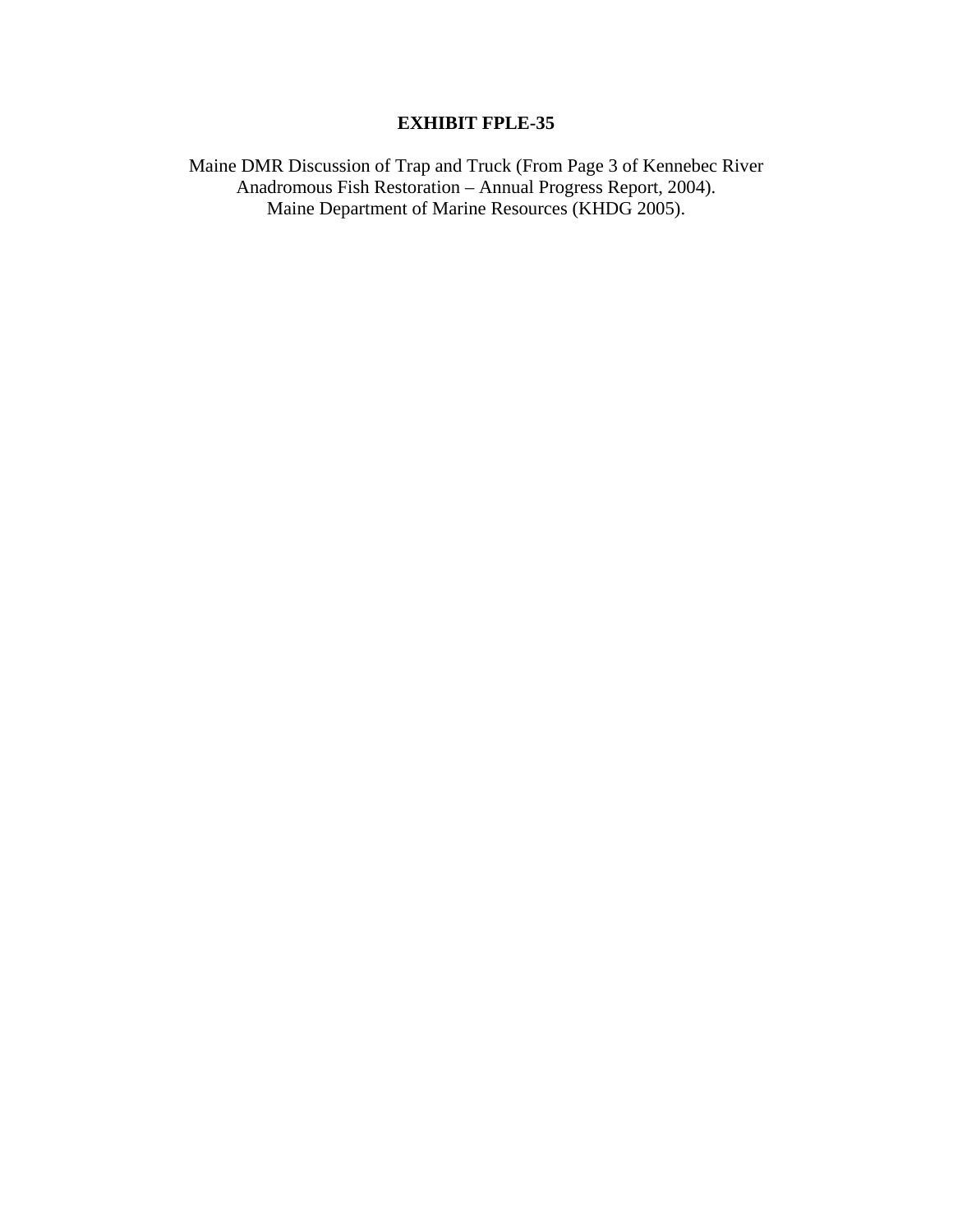# EXHIBIT FPLE-35

Maine DMR Discussion of Trap and Truck (From Page 3 of Kennebec River Anadromous Fish Restoration – Annual Progress Report, 2004).
Maine Department of Marine Resources (KHDG 2005).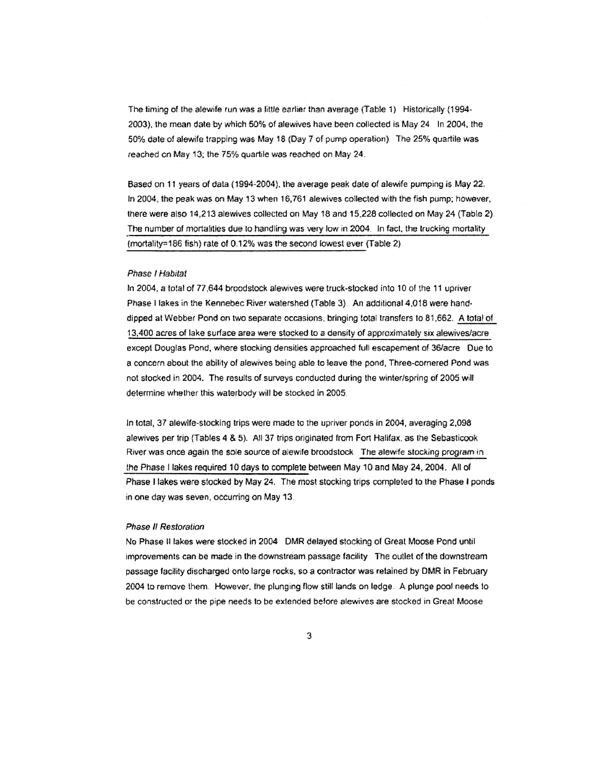The timing of the alewife run was a little earlier than average (Table 1). Historically (1994-2003), the mean date by which 50% of alewives have been collected is May 24. In 2004, the 50% date of alewife trapping was May 18 (Day 7 of pump operation). The 25% quartile was reached on May 13; the 75% quartile was reached on May 24.

Based on 11 years of data (1994-2004), the average peak date of alewife pumping is May 22. In 2004, the peak was on May 13 when 16,761 alewives collected with the fish pump; however, there were also 14,213 alewives collected on May 18 and 15,228 collected on May 24 (Table 2). The number of mortalities due to handling was very low in 2004. In fact, the trucking mortality (mortality=186 fish) rate of 0.12% was the second lowest ever (Table 2).

*Phase I Habitat*

In 2004, a total of 77,644 broodstock alewives were truck-stocked into 10 of the 11 upriver Phase I lakes in the Kennebec River watershed (Table 3). An additional 4,018 were hand-dipped at Webber Pond on two separate occasions, bringing total transfers to 81,662. A total of 13,400 acres of lake surface area were stocked to a density of approximately six alewives/acre except Douglas Pond, where stocking densities approached full escapement of 36/acre. Due to a concern about the ability of alewives being able to leave the pond, Three-cornered Pond was not stocked in 2004. The results of surveys conducted during the winter/spring of 2005 will determine whether this waterbody will be stocked in 2005.

In total, 37 alewife-stocking trips were made to the upriver ponds in 2004, averaging 2,098 alewives per trip (Tables 4 & 5). All 37 trips originated from Fort Halifax, as the Sebasticook River was once again the sole source of alewife broodstock. The alewife stocking program in the Phase I lakes required 10 days to complete between May 10 and May 24, 2004. All of Phase I lakes were stocked by May 24. The most stocking trips completed to the Phase I ponds in one day was seven, occurring on May 13.

*Phase II Restoration*

No Phase II lakes were stocked in 2004. DMR delayed stocking of Great Moose Pond until improvements can be made in the downstream passage facility. The outlet of the downstream passage facility discharged onto large rocks, so a contractor was retained by DMR in February 2004 to remove them. However, the plunging flow still lands on ledge. A plunge pool needs to be constructed or the pipe needs to be extended before alewives are stocked in Great Moose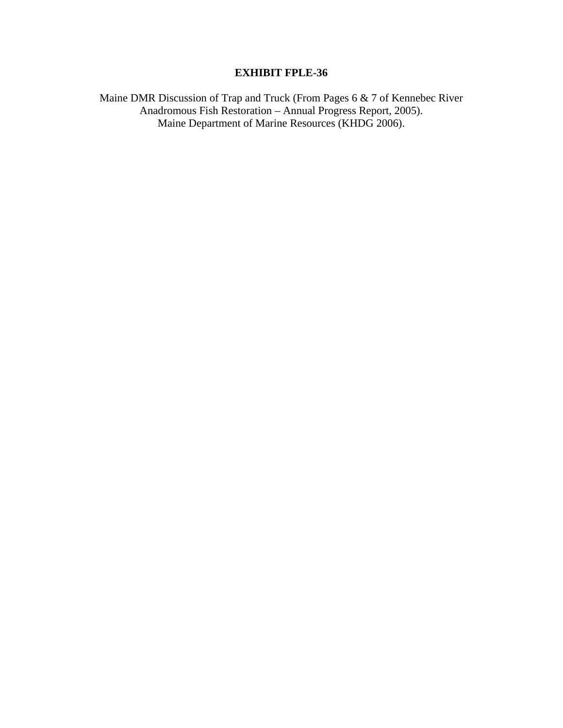# EXHIBIT FPLE-36

Maine DMR Discussion of Trap and Truck (From Pages 6 & 7 of Kennebec River Anadromous Fish Restoration – Annual Progress Report, 2005).
Maine Department of Marine Resources (KHDG 2006).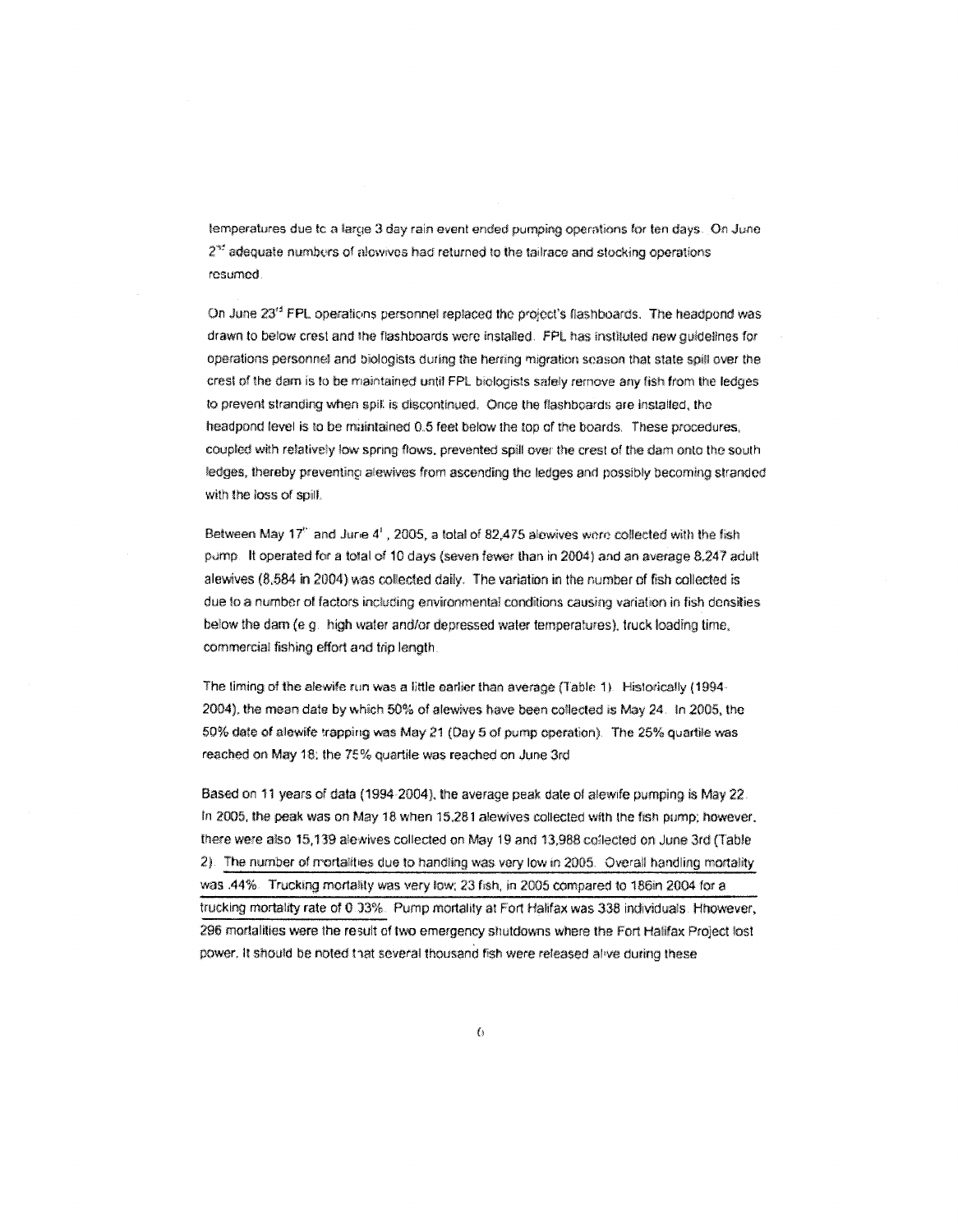temperatures due to a large 3 day rain event ended pumping operations for ten days. On June 2nd adequate numbers of alewives had returned to the tailrace and stocking operations resumed.

On June 23rd FPL operations personnel replaced the project's flashboards. The headpond was drawn to below crest and the flashboards were installed. FPL has instituted new guidelines for operations personnel and biologists during the herring migration season that state spill over the crest of the dam is to be maintained until FPL biologists safely remove any fish from the ledges to prevent stranding when spill is discontinued. Once the flashboards are installed, the headpond level is to be maintained 0.5 feet below the top of the boards. These procedures, coupled with relatively low spring flows, prevented spill over the crest of the dam onto the south ledges, thereby preventing alewives from ascending the ledges and possibly becoming stranded with the loss of spill.

Between May 17th and June 4th, 2005, a total of 82,475 alewives were collected with the fish pump. It operated for a total of 10 days (seven fewer than in 2004) and an average 8,247 adult alewives (8,584 in 2004) was collected daily. The variation in the number of fish collected is due to a number of factors including environmental conditions causing variation in fish densities below the dam (e.g. high water and/or depressed water temperatures), truck loading time, commercial fishing effort and trip length.

The timing of the alewife run was a little earlier than average (Table 1). Historically (1994-2004), the mean date by which 50% of alewives have been collected is May 24. In 2005, the 50% date of alewife trapping was May 21 (Day 5 of pump operation). The 25% quartile was reached on May 18; the 75% quartile was reached on June 3rd.

Based on 11 years of data (1994-2004), the average peak date of alewife pumping is May 22. In 2005, the peak was on May 18 when 15,281 alewives collected with the fish pump; however, there were also 15,139 alewives collected on May 19 and 13,988 collected on June 3rd (Table 2). The number of mortalities due to handling was very low in 2005. Overall handling mortality was .44%. Trucking mortality was very low; 23 fish, in 2005 compared to 186in 2004 for a trucking mortality rate of 0.03%. Pump mortality at Fort Halifax was 338 individuals. Hhowever, 296 mortalities were the result of two emergency shutdowns where the Fort Halifax Project lost power. It should be noted that several thousand fish were released alive during these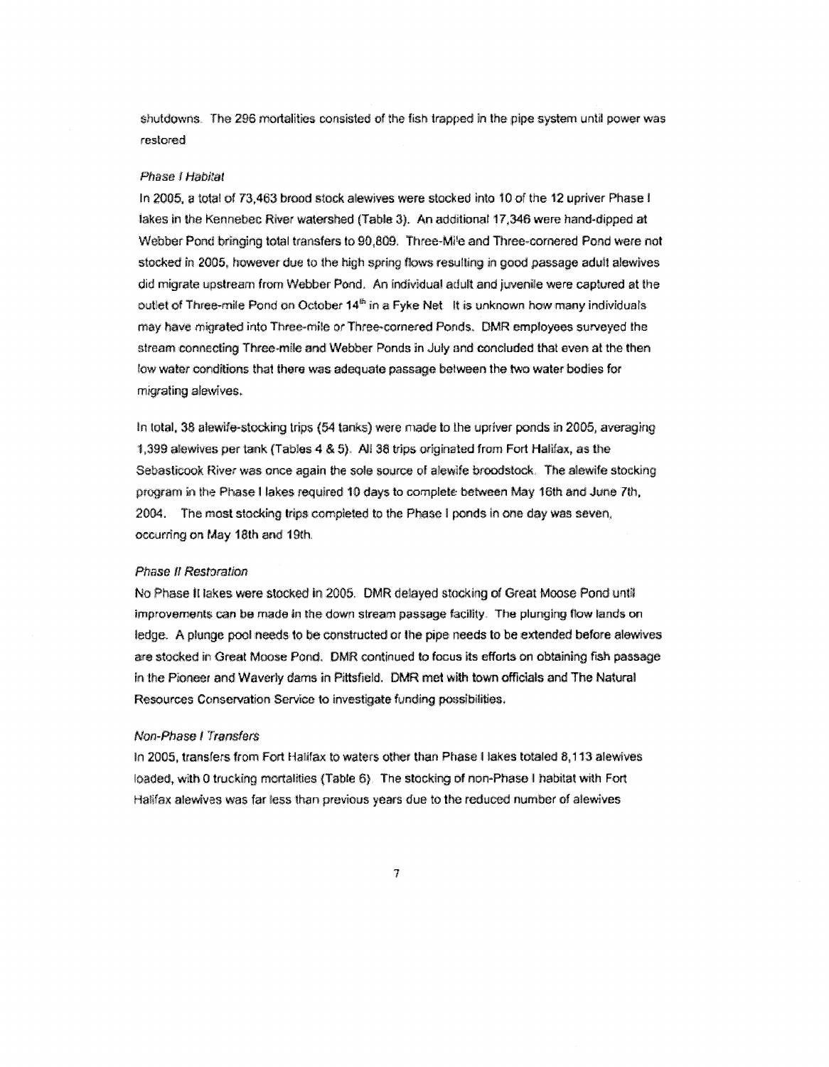shutdowns. The 296 mortalities consisted of the fish trapped in the pipe system until power was restored

*Phase I Habitat*

In 2005, a total of 73,463 brood stock alewives were stocked into 10 of the 12 upriver Phase I lakes in the Kennebec River watershed (Table 3). An additional 17,346 were hand-dipped at Webber Pond bringing total transfers to 90,809. Three-Mile and Three-cornered Pond were not stocked in 2005, however due to the high spring flows resulting in good passage adult alewives did migrate upstream from Webber Pond. An individual adult and juvenile were captured at the outlet of Three-mile Pond on October 14th in a Fyke Net. It is unknown how many individuals may have migrated into Three-mile or Three-cornered Ponds. DMR employees surveyed the stream connecting Three-mile and Webber Ponds in July and concluded that even at the then low water conditions that there was adequate passage between the two water bodies for migrating alewives.

In total, 38 alewife-stocking trips (54 tanks) were made to the upriver ponds in 2005, averaging 1,399 alewives per tank (Tables 4 & 5). All 38 trips originated from Fort Halifax, as the Sebasticook River was once again the sole source of alewife broodstock. The alewife stocking program in the Phase I lakes required 10 days to complete between May 16th and June 7th, 2004. The most stocking trips completed to the Phase I ponds in one day was seven, occurring on May 18th and 19th.

*Phase II Restoration*

No Phase II lakes were stocked in 2005. DMR delayed stocking of Great Moose Pond until improvements can be made in the down stream passage facility. The plunging flow lands on ledge. A plunge pool needs to be constructed or the pipe needs to be extended before alewives are stocked in Great Moose Pond. DMR continued to focus its efforts on obtaining fish passage in the Pioneer and Waverly dams in Pittsfield. DMR met with town officials and The Natural Resources Conservation Service to investigate funding possibilities.

*Non-Phase I Transfers*

In 2005, transfers from Fort Halifax to waters other than Phase I lakes totaled 8,113 alewives loaded, with 0 trucking mortalities (Table 6). The stocking of non-Phase I habitat with Fort Halifax alewives was far less than previous years due to the reduced number of alewives